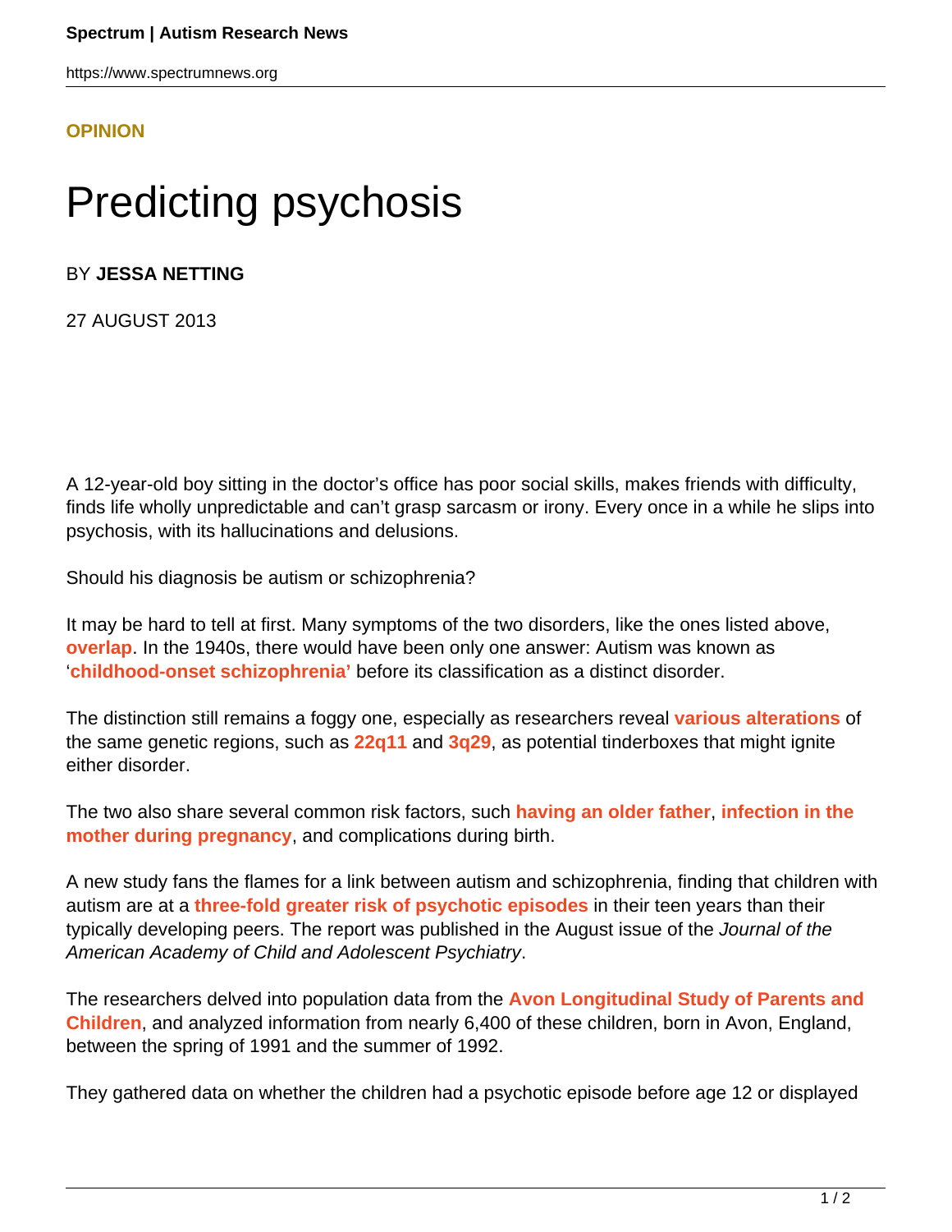**OPINION**

# Predicting psychosis

BY **JESSA NETTING**

27 AUGUST 2013

A 12-year-old boy sitting in the doctor's office has poor social skills, makes friends with difficulty, finds life wholly unpredictable and can't grasp sarcasm or irony. Every once in a while he slips into psychosis, with its hallucinations and delusions.

Should his diagnosis be autism or schizophrenia?

It may be hard to tell at first. Many symptoms of the two disorders, like the ones listed above, **overlap**. In the 1940s, there would have been only one answer: Autism was known as '**childhood-onset schizophrenia'** before its classification as a distinct disorder.

The distinction still remains a foggy one, especially as researchers reveal **various alterations** of the same genetic regions, such as **22q11** and **3q29**, as potential tinderboxes that might ignite either disorder.

The two also share several common risk factors, such **having an older father**, **infection in the mother during pregnancy**, and complications during birth.

A new study fans the flames for a link between autism and schizophrenia, finding that children with autism are at a **three-fold greater risk of psychotic episodes** in their teen years than their typically developing peers. The report was published in the August issue of the *Journal of the American Academy of Child and Adolescent Psychiatry*.

The researchers delved into population data from the **Avon Longitudinal Study of Parents and Children**, and analyzed information from nearly 6,400 of these children, born in Avon, England, between the spring of 1991 and the summer of 1992.

They gathered data on whether the children had a psychotic episode before age 12 or displayed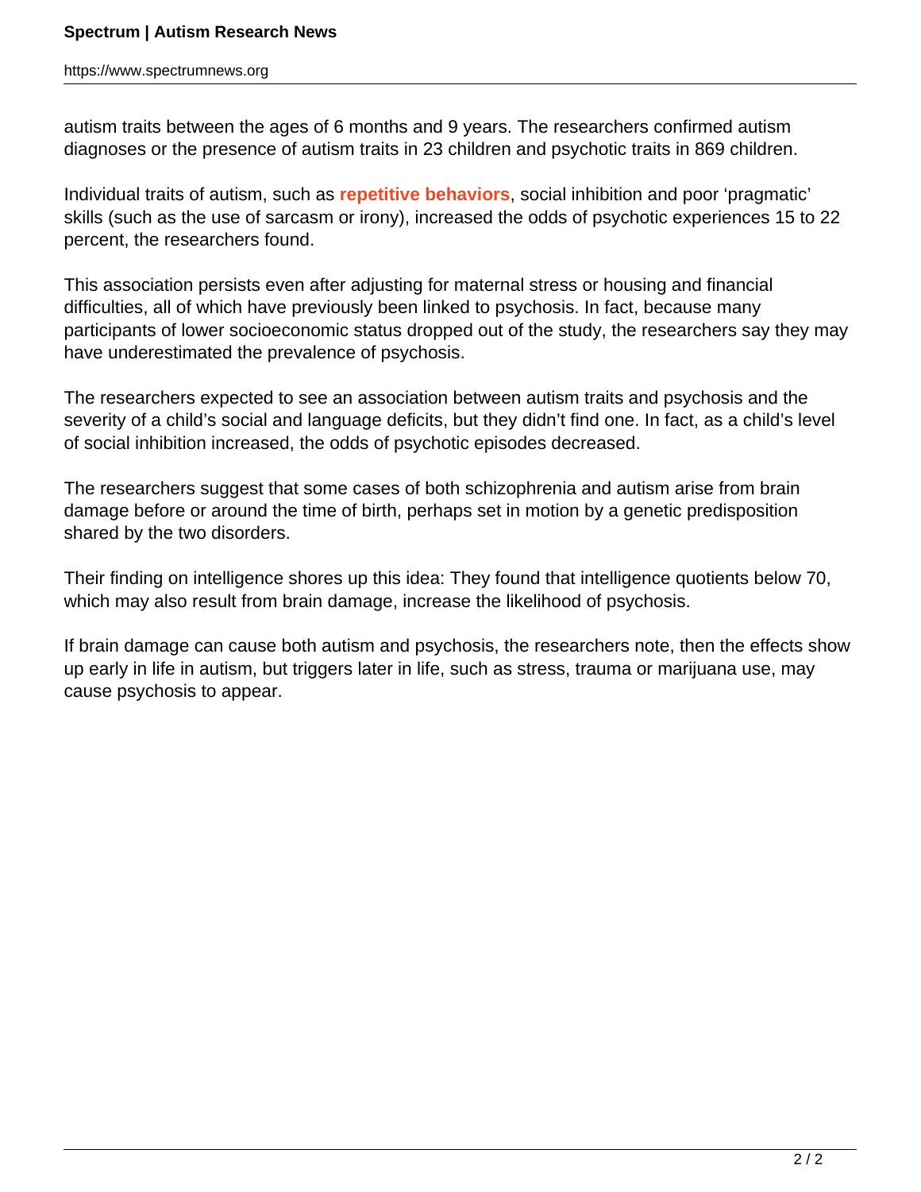autism traits between the ages of 6 months and 9 years. The researchers confirmed autism diagnoses or the presence of autism traits in 23 children and psychotic traits in 869 children.

Individual traits of autism, such as **repetitive behaviors**, social inhibition and poor 'pragmatic' skills (such as the use of sarcasm or irony), increased the odds of psychotic experiences 15 to 22 percent, the researchers found.

This association persists even after adjusting for maternal stress or housing and financial difficulties, all of which have previously been linked to psychosis. In fact, because many participants of lower socioeconomic status dropped out of the study, the researchers say they may have underestimated the prevalence of psychosis.

The researchers expected to see an association between autism traits and psychosis and the severity of a child's social and language deficits, but they didn't find one. In fact, as a child's level of social inhibition increased, the odds of psychotic episodes decreased.

The researchers suggest that some cases of both schizophrenia and autism arise from brain damage before or around the time of birth, perhaps set in motion by a genetic predisposition shared by the two disorders.

Their finding on intelligence shores up this idea: They found that intelligence quotients below 70, which may also result from brain damage, increase the likelihood of psychosis.

If brain damage can cause both autism and psychosis, the researchers note, then the effects show up early in life in autism, but triggers later in life, such as stress, trauma or marijuana use, may cause psychosis to appear.